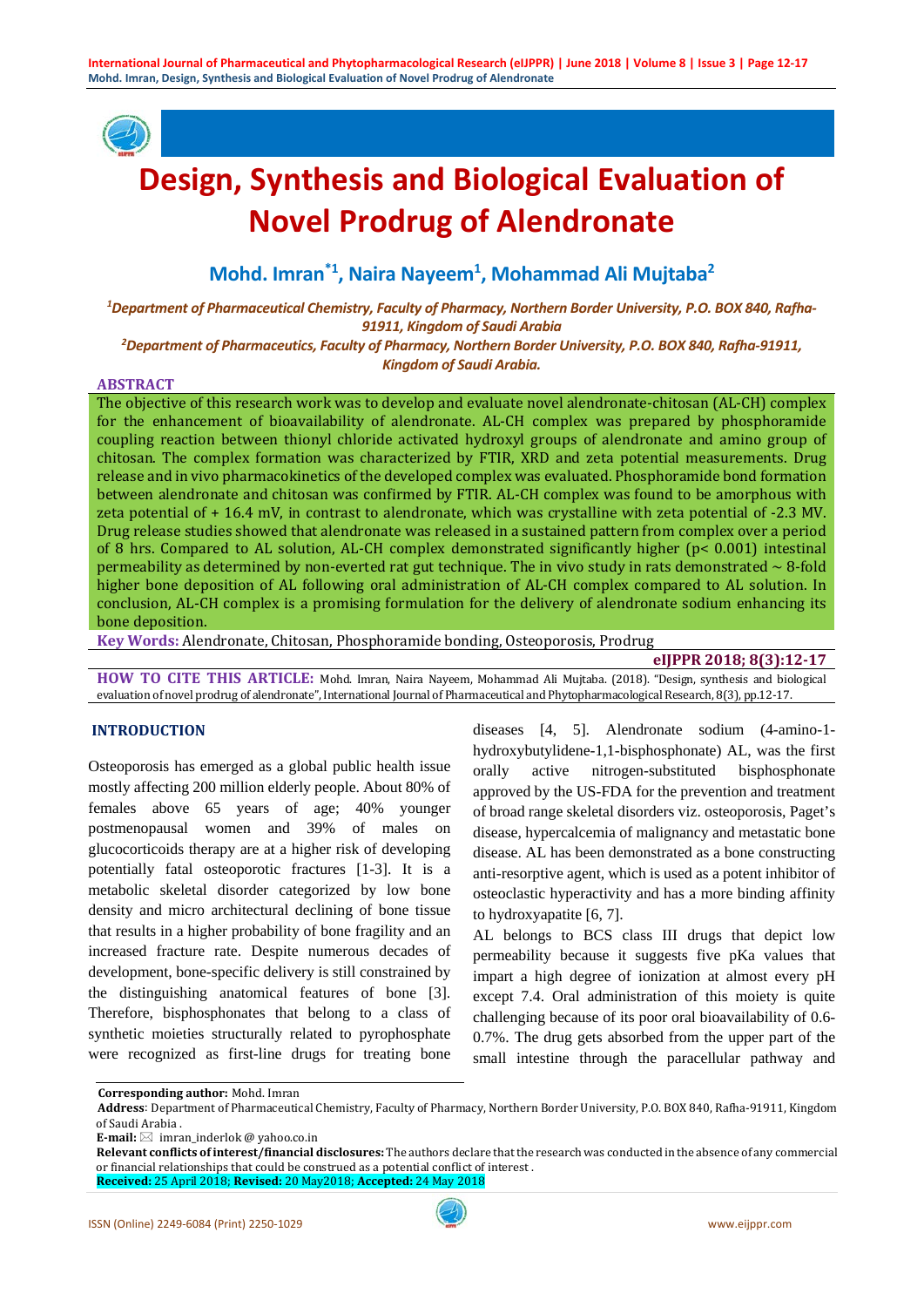# Design, Synthesis and Biological Evaluation of Novel Prodrug of Alendronate

**Mohd. Imran*[1], Naira Nayeem[1], Mohammad Ali Mujtaba[2]**

*[1]Department of Pharmaceutical Chemistry, Faculty of Pharmacy, Northern Border University, P.O. BOX 840, Rafha-91911, Kingdom of Saudi Arabia*

*[2]Department of Pharmaceutics, Faculty of Pharmacy, Northern Border University, P.O. BOX 840, Rafha-91911, Kingdom of Saudi Arabia.*

## ABSTRACT

The objective of this research work was to develop and evaluate novel alendronate-chitosan (AL-CH) complex for the enhancement of bioavailability of alendronate. AL-CH complex was prepared by phosphoramide coupling reaction between thionyl chloride activated hydroxyl groups of alendronate and amino group of chitosan. The complex formation was characterized by FTIR, XRD and zeta potential measurements. Drug release and in vivo pharmacokinetics of the developed complex was evaluated. Phosphoramide bond formation between alendronate and chitosan was confirmed by FTIR. AL-CH complex was found to be amorphous with zeta potential of + 16.4 mV, in contrast to alendronate, which was crystalline with zeta potential of -2.3 MV. Drug release studies showed that alendronate was released in a sustained pattern from complex over a period of 8 hrs. Compared to AL solution, AL-CH complex demonstrated significantly higher ($p< 0.001$) intestinal permeability as determined by non-everted rat gut technique. The in vivo study in rats demonstrated ~ 8-fold higher bone deposition of AL following oral administration of AL-CH complex compared to AL solution. In conclusion, AL-CH complex is a promising formulation for the delivery of alendronate sodium enhancing its bone deposition.

**Key Words:** Alendronate, Chitosan, Phosphoramide bonding, Osteoporosis, Prodrug

**eIJPPR 2018; 8(3):12-17**

**HOW TO CITE THIS ARTICLE:** Mohd. Imran, Naira Nayeem, Mohammad Ali Mujtaba. (2018). "Design, synthesis and biological evaluation of novel prodrug of alendronate", International Journal of Pharmaceutical and Phytopharmacological Research, 8(3), pp.12-17.

## INTRODUCTION

Osteoporosis has emerged as a global public health issue mostly affecting 200 million elderly people. About 80% of females above 65 years of age; 40% younger postmenopausal women and 39% of males on glucocorticoids therapy are at a higher risk of developing potentially fatal osteoporotic fractures [1-3]. It is a metabolic skeletal disorder categorized by low bone density and micro architectural declining of bone tissue that results in a higher probability of bone fragility and an increased fracture rate. Despite numerous decades of development, bone-specific delivery is still constrained by the distinguishing anatomical features of bone [3]. Therefore, bisphosphonates that belong to a class of synthetic moieties structurally related to pyrophosphate were recognized as first-line drugs for treating bone diseases [4, 5]. Alendronate sodium (4-amino-1-hydroxybutylidene-1,1-bisphosphonate) AL, was the first orally active nitrogen-substituted bisphosphonate approved by the US-FDA for the prevention and treatment of broad range skeletal disorders viz. osteoporosis, Paget's disease, hypercalcemia of malignancy and metastatic bone disease. AL has been demonstrated as a bone constructing anti-resorptive agent, which is used as a potent inhibitor of osteoclastic hyperactivity and has a more binding affinity to hydroxyapatite [6, 7].

AL belongs to BCS class III drugs that depict low permeability because it suggests five pKa values that impart a high degree of ionization at almost every pH except 7.4. Oral administration of this moiety is quite challenging because of its poor oral bioavailability of 0.6-0.7%. The drug gets absorbed from the upper part of the small intestine through the paracellular pathway and

**Corresponding author:** Mohd. Imran

**Address**: Department of Pharmaceutical Chemistry, Faculty of Pharmacy, Northern Border University, P.O. BOX 840, Rafha-91911, Kingdom of Saudi Arabia .

**E-mail:** imran_inderlok @ yahoo.co.in

**Relevant conflicts of interest/financial disclosures:** The authors declare that the research was conducted in the absence of any commercial or financial relationships that could be construed as a potential conflict of interest .

**Received:** 25 April 2018; **Revised:** 20 May2018; **Accepted:** 24 May 2018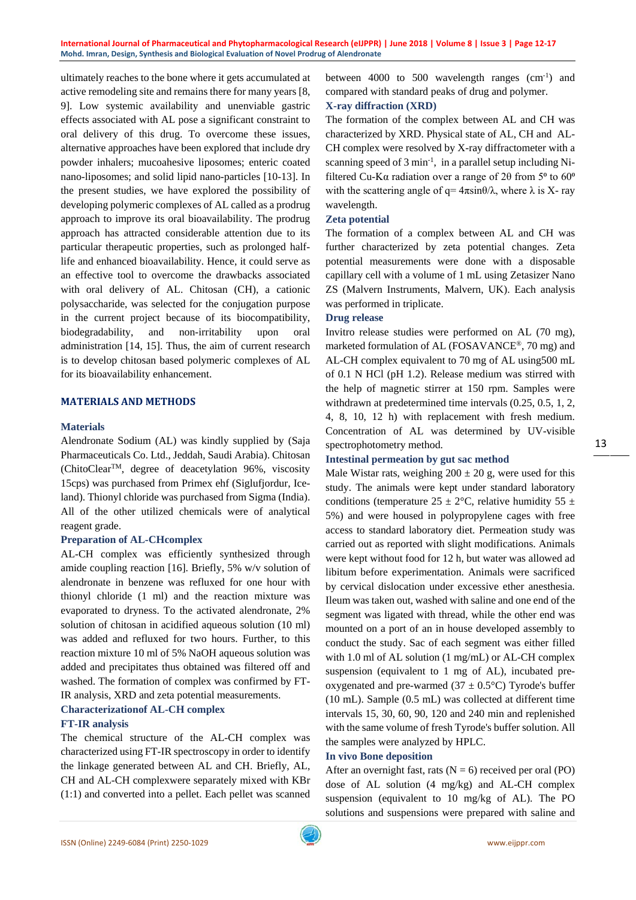ultimately reaches to the bone where it gets accumulated at active remodeling site and remains there for many years [8, 9]. Low systemic availability and unenviable gastric effects associated with AL pose a significant constraint to oral delivery of this drug. To overcome these issues, alternative approaches have been explored that include dry powder inhalers; mucoahesive liposomes; enteric coated nano-liposomes; and solid lipid nano-particles [10-13]. In the present studies, we have explored the possibility of developing polymeric complexes of AL called as a prodrug approach to improve its oral bioavailability. The prodrug approach has attracted considerable attention due to its particular therapeutic properties, such as prolonged half-life and enhanced bioavailability. Hence, it could serve as an effective tool to overcome the drawbacks associated with oral delivery of AL. Chitosan (CH), a cationic polysaccharide, was selected for the conjugation purpose in the current project because of its biocompatibility, biodegradability, and non-irritability upon oral administration [14, 15]. Thus, the aim of current research is to develop chitosan based polymeric complexes of AL for its bioavailability enhancement.

## MATERIALS AND METHODS

### Materials

Alendronate Sodium (AL) was kindly supplied by (Saja Pharmaceuticals Co. Ltd., Jeddah, Saudi Arabia). Chitosan (ChitoClear™, degree of deacetylation 96%, viscosity 15cps) was purchased from Primex ehf (Siglufjordur, Iceland). Thionyl chloride was purchased from Sigma (India). All of the other utilized chemicals were of analytical reagent grade.

### Preparation of AL-CHcomplex

AL-CH complex was efficiently synthesized through amide coupling reaction [16]. Briefly, 5% w/v solution of alendronate in benzene was refluxed for one hour with thionyl chloride (1 ml) and the reaction mixture was evaporated to dryness. To the activated alendronate, 2% solution of chitosan in acidified aqueous solution (10 ml) was added and refluxed for two hours. Further, to this reaction mixture 10 ml of 5% NaOH aqueous solution was added and precipitates thus obtained was filtered off and washed. The formation of complex was confirmed by FT-IR analysis, XRD and zeta potential measurements.

### Characterizationof AL-CH complex

### FT-IR analysis

The chemical structure of the AL-CH complex was characterized using FT-IR spectroscopy in order to identify the linkage generated between AL and CH. Briefly, AL, CH and AL-CH complexwere separately mixed with KBr (1:1) and converted into a pellet. Each pellet was scanned between 4000 to 500 wavelength ranges ($cm^{-1}$) and compared with standard peaks of drug and polymer.

### X-ray diffraction (XRD)

The formation of the complex between AL and CH was characterized by XRD. Physical state of AL, CH and AL-CH complex were resolved by X-ray diffractometer with a scanning speed of 3 $min^{-1}$, in a parallel setup including Ni-filtered Cu-Kα radiation over a range of 2θ from 5º to 60º with the scattering angle of $q = 4\pi \sin\theta/\lambda$, where λ is X- ray wavelength.

### Zeta potential

The formation of a complex between AL and CH was further characterized by zeta potential changes. Zeta potential measurements were done with a disposable capillary cell with a volume of 1 mL using Zetasizer Nano ZS (Malvern Instruments, Malvern, UK). Each analysis was performed in triplicate.

### Drug release

Invitro release studies were performed on AL (70 mg), marketed formulation of AL (FOSAVANCE®, 70 mg) and AL-CH complex equivalent to 70 mg of AL using500 mL of 0.1 N HCl (pH 1.2). Release medium was stirred with the help of magnetic stirrer at 150 rpm. Samples were withdrawn at predetermined time intervals (0.25, 0.5, 1, 2, 4, 8, 10, 12 h) with replacement with fresh medium. Concentration of AL was determined by UV-visible spectrophotometry method.

### Intestinal permeation by gut sac method

Male Wistar rats, weighing 200 ± 20 g, were used for this study. The animals were kept under standard laboratory conditions (temperature 25 ± 2°C, relative humidity 55 ± 5%) and were housed in polypropylene cages with free access to standard laboratory diet. Permeation study was carried out as reported with slight modifications. Animals were kept without food for 12 h, but water was allowed ad libitum before experimentation. Animals were sacrificed by cervical dislocation under excessive ether anesthesia. Ileum was taken out, washed with saline and one end of the segment was ligated with thread, while the other end was mounted on a port of an in house developed assembly to conduct the study. Sac of each segment was either filled with 1.0 ml of AL solution (1 mg/mL) or AL-CH complex suspension (equivalent to 1 mg of AL), incubated pre-oxygenated and pre-warmed (37 ± 0.5°C) Tyrode's buffer (10 mL). Sample (0.5 mL) was collected at different time intervals 15, 30, 60, 90, 120 and 240 min and replenished with the same volume of fresh Tyrode's buffer solution. All the samples were analyzed by HPLC.

### In vivo Bone deposition

After an overnight fast, rats (N = 6) received per oral (PO) dose of AL solution (4 mg/kg) and AL-CH complex suspension (equivalent to 10 mg/kg of AL). The PO solutions and suspensions were prepared with saline and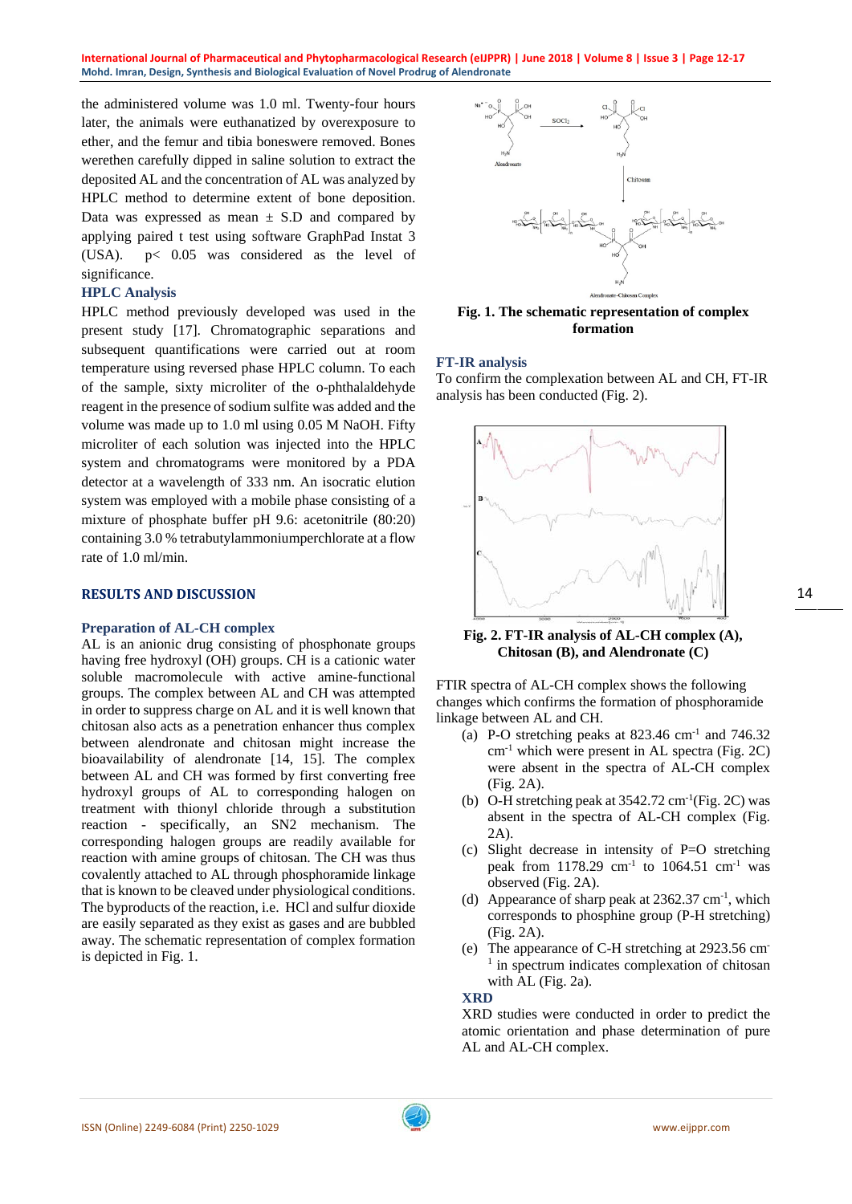the administered volume was 1.0 ml. Twenty-four hours later, the animals were euthanatized by overexposure to ether, and the femur and tibia boneswere removed. Bones werethen carefully dipped in saline solution to extract the deposited AL and the concentration of AL was analyzed by HPLC method to determine extent of bone deposition. Data was expressed as mean ± S.D and compared by applying paired t test using software GraphPad Instat 3 (USA). $p < 0.05$ was considered as the level of significance.

### HPLC Analysis

HPLC method previously developed was used in the present study [17]. Chromatographic separations and subsequent quantifications were carried out at room temperature using reversed phase HPLC column. To each of the sample, sixty microliter of the o-phthalaldehyde reagent in the presence of sodium sulfite was added and the volume was made up to 1.0 ml using 0.05 M NaOH. Fifty microliter of each solution was injected into the HPLC system and chromatograms were monitored by a PDA detector at a wavelength of 333 nm. An isocratic elution system was employed with a mobile phase consisting of a mixture of phosphate buffer pH 9.6: acetonitrile (80:20) containing 3.0 % tetrabutylammoniumperchlorate at a flow rate of 1.0 ml/min.

## RESULTS AND DISCUSSION

### Preparation of AL-CH complex

AL is an anionic drug consisting of phosphonate groups having free hydroxyl (OH) groups. CH is a cationic water soluble macromolecule with active amine-functional groups. The complex between AL and CH was attempted in order to suppress charge on AL and it is well known that chitosan also acts as a penetration enhancer thus complex between alendronate and chitosan might increase the bioavailability of alendronate [14, 15]. The complex between AL and CH was formed by first converting free hydroxyl groups of AL to corresponding halogen on treatment with thionyl chloride through a substitution reaction - specifically, an SN2 mechanism. The corresponding halogen groups are readily available for reaction with amine groups of chitosan. The CH was thus covalently attached to AL through phosphoramide linkage that is known to be cleaved under physiological conditions. The byproducts of the reaction, i.e. HCl and sulfur dioxide are easily separated as they exist as gases and are bubbled away. The schematic representation of complex formation is depicted in Fig. 1.

**Fig. 1. The schematic representation of complex formation**

### FT-IR analysis

To confirm the complexation between AL and CH, FT-IR analysis has been conducted (Fig. 2).

**Fig. 2. FT-IR analysis of AL-CH complex (A), Chitosan (B), and Alendronate (C)**

FTIR spectra of AL-CH complex shows the following changes which confirms the formation of phosphoramide linkage between AL and CH.

(a) P-O stretching peaks at 823.46 $cm^{-1}$ and 746.32 $cm^{-1}$ which were present in AL spectra (Fig. 2C) were absent in the spectra of AL-CH complex (Fig. 2A).

(b) O-H stretching peak at 3542.72 $cm^{-1}$(Fig. 2C) was absent in the spectra of AL-CH complex (Fig. 2A).

(c) Slight decrease in intensity of P=O stretching peak from 1178.29 $cm^{-1}$ to 1064.51 $cm^{-1}$ was observed (Fig. 2A).

(d) Appearance of sharp peak at 2362.37 $cm^{-1}$, which corresponds to phosphine group (P-H stretching) (Fig. 2A).

(e) The appearance of C-H stretching at 2923.56 $cm^{-1}$ in spectrum indicates complexation of chitosan with AL (Fig. 2a).

### XRD

XRD studies were conducted in order to predict the atomic orientation and phase determination of pure AL and AL-CH complex.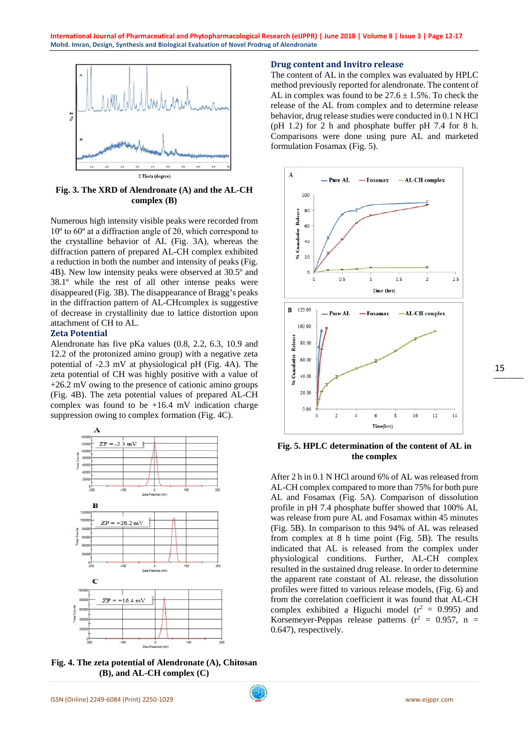Fig. 3. The XRD of Alendronate (A) and the AL-CH complex (B)

Numerous high intensity visible peaks were recorded from 10º to 60º at a diffraction angle of 2θ, which correspond to the crystalline behavior of AL (Fig. 3A), whereas the diffraction pattern of prepared AL-CH complex exhibited a reduction in both the number and intensity of peaks (Fig. 4B). New low intensity peaks were observed at 30.5º and 38.1º while the rest of all other intense peaks were disappeared (Fig. 3B). The disappearance of Bragg's peaks in the diffraction pattern of AL-CHcomplex is suggestive of decrease in crystallinity due to lattice distortion upon attachment of CH to AL.

## Zeta Potential

Alendronate has five pKa values (0.8, 2.2, 6.3, 10.9 and 12.2 of the protonized amino group) with a negative zeta potential of -2.3 mV at physiological pH (Fig. 4A). The zeta potential of CH was highly positive with a value of +26.2 mV owing to the presence of cationic amino groups (Fig. 4B). The zeta potential values of prepared AL-CH complex was found to be +16.4 mV indication charge suppression owing to complex formation (Fig. 4C).

Fig. 4. The zeta potential of Alendronate (A), Chitosan (B), and AL-CH complex (C)

## Drug content and Invitro release

The content of AL in the complex was evaluated by HPLC method previously reported for alendronate. The content of AL in complex was found to be 27.6 ± 1.5%. To check the release of the AL from complex and to determine release behavior, drug release studies were conducted in 0.1 N HCl (pH 1.2) for 2 h and phosphate buffer pH 7.4 for 8 h. Comparisons were done using pure AL and marketed formulation Fosamax (Fig. 5).

Fig. 5. HPLC determination of the content of AL in the complex

After 2 h in 0.1 N HCl around 6% of AL was released from AL-CH complex compared to more than 75% for both pure AL and Fosamax (Fig. 5A). Comparison of dissolution profile in pH 7.4 phosphate buffer showed that 100% AL was release from pure AL and Fosamax within 45 minutes (Fig. 5B). In comparison to this 94% of AL was released from complex at 8 h time point (Fig. 5B). The results indicated that AL is released from the complex under physiological conditions. Further, AL-CH complex resulted in the sustained drug release. In order to determine the apparent rate constant of AL release, the dissolution profiles were fitted to various release models, (Fig. 6) and from the correlation coefficient it was found that AL-CH complex exhibited a Higuchi model ($r^2$ = 0.995) and Korsemeyer-Peppas release patterns ($r^2$ = 0.957, n = 0.647), respectively.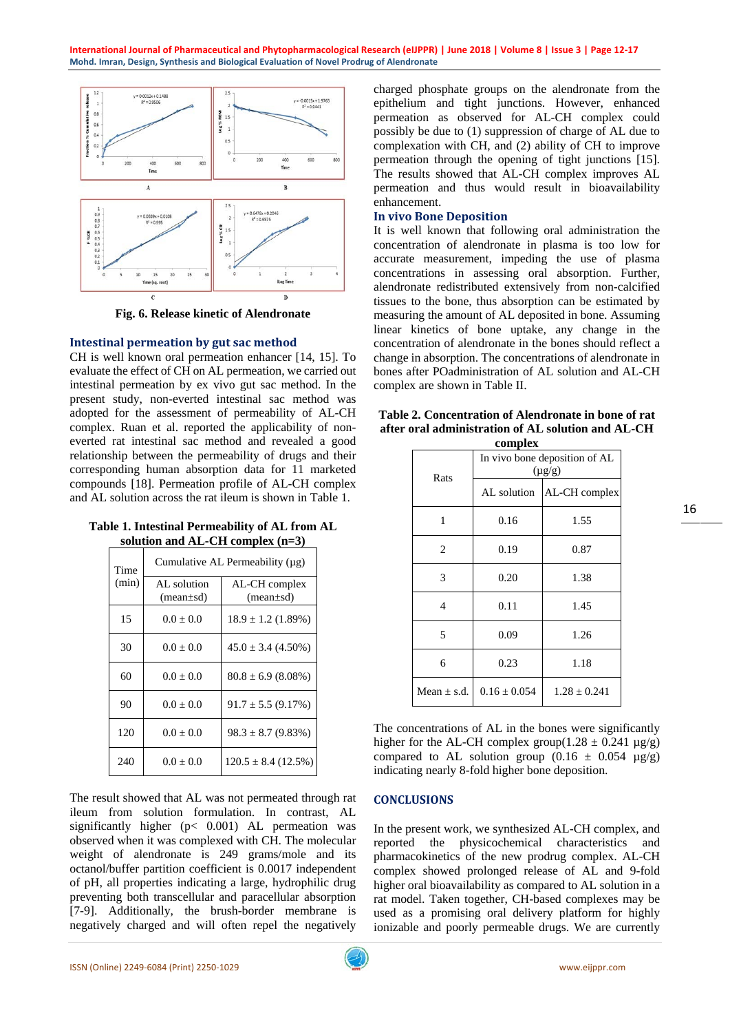Fig. 6. Release kinetic of Alendronate

## Intestinal permeation by gut sac method

CH is well known oral permeation enhancer [14, 15]. To evaluate the effect of CH on AL permeation, we carried out intestinal permeation by ex vivo gut sac method. In the present study, non-everted intestinal sac method was adopted for the assessment of permeability of AL-CH complex. Ruan et al. reported the applicability of non-everted rat intestinal sac method and revealed a good relationship between the permeability of drugs and their corresponding human absorption data for 11 marketed compounds [18]. Permeation profile of AL-CH complex and AL solution across the rat ileum is shown in Table 1.

**Table 1. Intestinal Permeability of AL from AL solution and AL-CH complex (n=3)**

| Time (min) | Cumulative AL Permeability (µg) | |
|---|---|---|
| | AL solution (mean±sd) | AL-CH complex (mean±sd) |
| 15 | 0.0 ± 0.0 | 18.9 ± 1.2 (1.89%) |
| 30 | 0.0 ± 0.0 | 45.0 ± 3.4 (4.50%) |
| 60 | 0.0 ± 0.0 | 80.8 ± 6.9 (8.08%) |
| 90 | 0.0 ± 0.0 | 91.7 ± 5.5 (9.17%) |
| 120 | 0.0 ± 0.0 | 98.3 ± 8.7 (9.83%) |
| 240 | 0.0 ± 0.0 | 120.5 ± 8.4 (12.5%) |

The result showed that AL was not permeated through rat ileum from solution formulation. In contrast, AL significantly higher ($p < 0.001$) AL permeation was observed when it was complexed with CH. The molecular weight of alendronate is 249 grams/mole and its octanol/buffer partition coefficient is 0.0017 independent of pH, all properties indicating a large, hydrophilic drug preventing both transcellular and paracellular absorption [7-9]. Additionally, the brush-border membrane is negatively charged and will often repel the negatively charged phosphate groups on the alendronate from the epithelium and tight junctions. However, enhanced permeation as observed for AL-CH complex could possibly be due to (1) suppression of charge of AL due to complexation with CH, and (2) ability of CH to improve permeation through the opening of tight junctions [15]. The results showed that AL-CH complex improves AL permeation and thus would result in bioavailability enhancement.

## In vivo Bone Deposition

It is well known that following oral administration the concentration of alendronate in plasma is too low for accurate measurement, impeding the use of plasma concentrations in assessing oral absorption. Further, alendronate redistributed extensively from non-calcified tissues to the bone, thus absorption can be estimated by measuring the amount of AL deposited in bone. Assuming linear kinetics of bone uptake, any change in the concentration of alendronate in the bones should reflect a change in absorption. The concentrations of alendronate in bones after POadministration of AL solution and AL-CH complex are shown in Table II.

**Table 2. Concentration of Alendronate in bone of rat after oral administration of AL solution and AL-CH complex**

| Rats | In vivo bone deposition of AL (µg/g) | |
|---|---|---|
| | AL solution | AL-CH complex |
| 1 | 0.16 | 1.55 |
| 2 | 0.19 | 0.87 |
| 3 | 0.20 | 1.38 |
| 4 | 0.11 | 1.45 |
| 5 | 0.09 | 1.26 |
| 6 | 0.23 | 1.18 |
| Mean ± s.d. | 0.16 ± 0.054 | 1.28 ± 0.241 |

The concentrations of AL in the bones were significantly higher for the AL-CH complex group(1.28 ± 0.241 µg/g) compared to AL solution group (0.16 ± 0.054 µg/g) indicating nearly 8-fold higher bone deposition.

## CONCLUSIONS

In the present work, we synthesized AL-CH complex, and reported the physicochemical characteristics and pharmacokinetics of the new prodrug complex. AL-CH complex showed prolonged release of AL and 9-fold higher oral bioavailability as compared to AL solution in a rat model. Taken together, CH-based complexes may be used as a promising oral delivery platform for highly ionizable and poorly permeable drugs. We are currently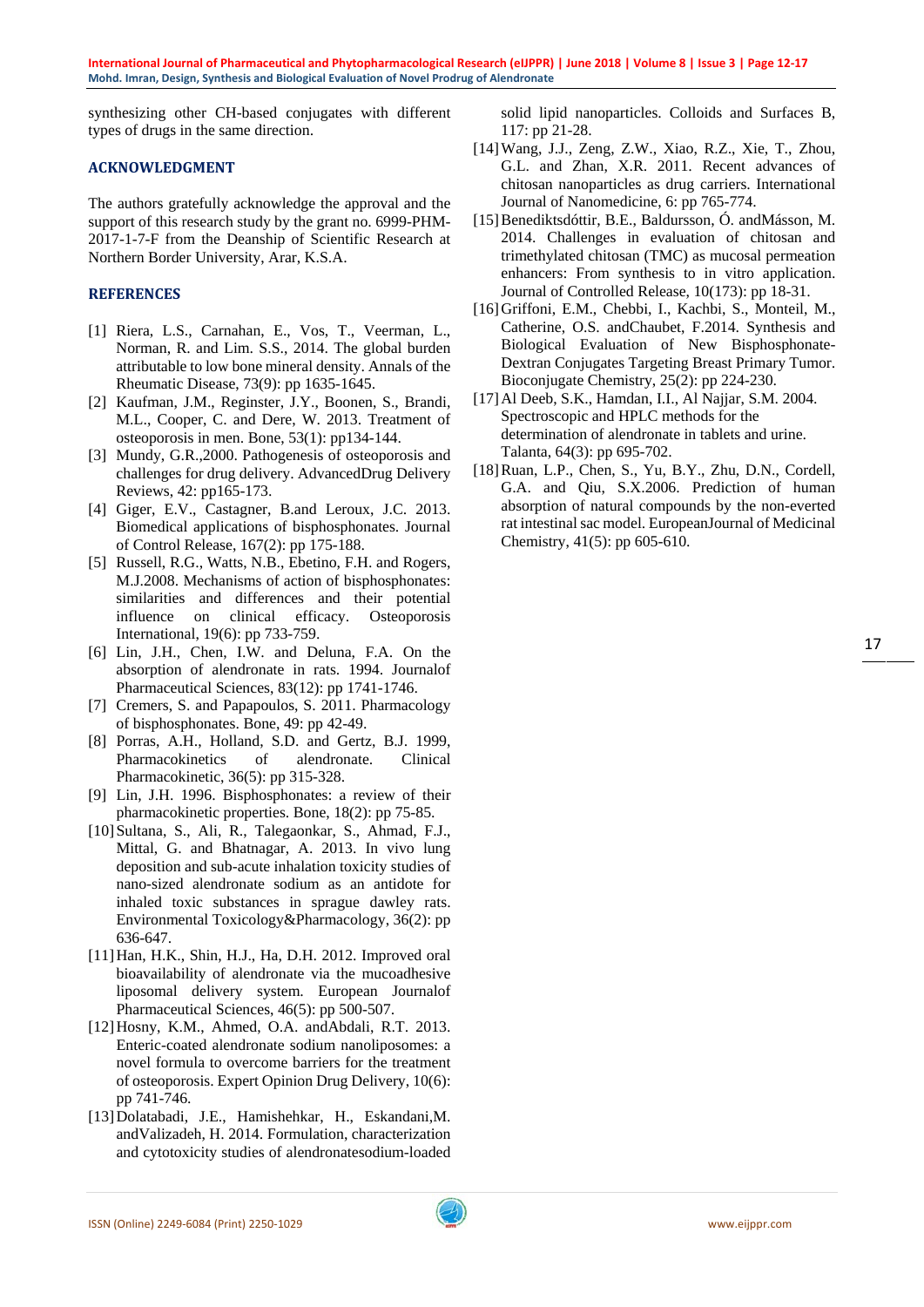synthesizing other CH-based conjugates with different types of drugs in the same direction.

## ACKNOWLEDGMENT

The authors gratefully acknowledge the approval and the support of this research study by the grant no. 6999-PHM-2017-1-7-F from the Deanship of Scientific Research at Northern Border University, Arar, K.S.A.

## REFERENCES

[1] Riera, L.S., Carnahan, E., Vos, T., Veerman, L., Norman, R. and Lim. S.S., 2014. The global burden attributable to low bone mineral density. Annals of the Rheumatic Disease, 73(9): pp 1635-1645.

[2] Kaufman, J.M., Reginster, J.Y., Boonen, S., Brandi, M.L., Cooper, C. and Dere, W. 2013. Treatment of osteoporosis in men. Bone, 53(1): pp134-144.

[3] Mundy, G.R.,2000. Pathogenesis of osteoporosis and challenges for drug delivery. AdvancedDrug Delivery Reviews, 42: pp165-173.

[4] Giger, E.V., Castagner, B.and Leroux, J.C. 2013. Biomedical applications of bisphosphonates. Journal of Control Release, 167(2): pp 175-188.

[5] Russell, R.G., Watts, N.B., Ebetino, F.H. and Rogers, M.J.2008. Mechanisms of action of bisphosphonates: similarities and differences and their potential influence on clinical efficacy. Osteoporosis International, 19(6): pp 733-759.

[6] Lin, J.H., Chen, I.W. and Deluna, F.A. On the absorption of alendronate in rats. 1994. Journalof Pharmaceutical Sciences, 83(12): pp 1741-1746.

[7] Cremers, S. and Papapoulos, S. 2011. Pharmacology of bisphosphonates. Bone, 49: pp 42-49.

[8] Porras, A.H., Holland, S.D. and Gertz, B.J. 1999, Pharmacokinetics of alendronate. Clinical Pharmacokinetic, 36(5): pp 315-328.

[9] Lin, J.H. 1996. Bisphosphonates: a review of their pharmacokinetic properties. Bone, 18(2): pp 75-85.

[10] Sultana, S., Ali, R., Talegaonkar, S., Ahmad, F.J., Mittal, G. and Bhatnagar, A. 2013. In vivo lung deposition and sub-acute inhalation toxicity studies of nano-sized alendronate sodium as an antidote for inhaled toxic substances in sprague dawley rats. Environmental Toxicology&Pharmacology, 36(2): pp 636-647.

[11] Han, H.K., Shin, H.J., Ha, D.H. 2012. Improved oral bioavailability of alendronate via the mucoadhesive liposomal delivery system. European Journalof Pharmaceutical Sciences, 46(5): pp 500-507.

[12] Hosny, K.M., Ahmed, O.A. andAbdali, R.T. 2013. Enteric-coated alendronate sodium nanoliposomes: a novel formula to overcome barriers for the treatment of osteoporosis. Expert Opinion Drug Delivery, 10(6): pp 741-746.

[13] Dolatabadi, J.E., Hamishehkar, H., Eskandani,M. andValizadeh, H. 2014. Formulation, characterization and cytotoxicity studies of alendronatesodium-loaded solid lipid nanoparticles. Colloids and Surfaces B, 117: pp 21-28.

[14] Wang, J.J., Zeng, Z.W., Xiao, R.Z., Xie, T., Zhou, G.L. and Zhan, X.R. 2011. Recent advances of chitosan nanoparticles as drug carriers. International Journal of Nanomedicine, 6: pp 765-774.

[15] Benediktsdóttir, B.E., Baldursson, Ó. andMásson, M. 2014. Challenges in evaluation of chitosan and trimethylated chitosan (TMC) as mucosal permeation enhancers: From synthesis to in vitro application. Journal of Controlled Release, 10(173): pp 18-31.

[16] Griffoni, E.M., Chebbi, I., Kachbi, S., Monteil, M., Catherine, O.S. andChaubet, F.2014. Synthesis and Biological Evaluation of New Bisphosphonate-Dextran Conjugates Targeting Breast Primary Tumor. Bioconjugate Chemistry, 25(2): pp 224-230.

[17] Al Deeb, S.K., Hamdan, I.I., Al Najjar, S.M. 2004. Spectroscopic and HPLC methods for the determination of alendronate in tablets and urine. Talanta, 64(3): pp 695-702.

[18] Ruan, L.P., Chen, S., Yu, B.Y., Zhu, D.N., Cordell, G.A. and Qiu, S.X.2006. Prediction of human absorption of natural compounds by the non-everted rat intestinal sac model. EuropeanJournal of Medicinal Chemistry, 41(5): pp 605-610.